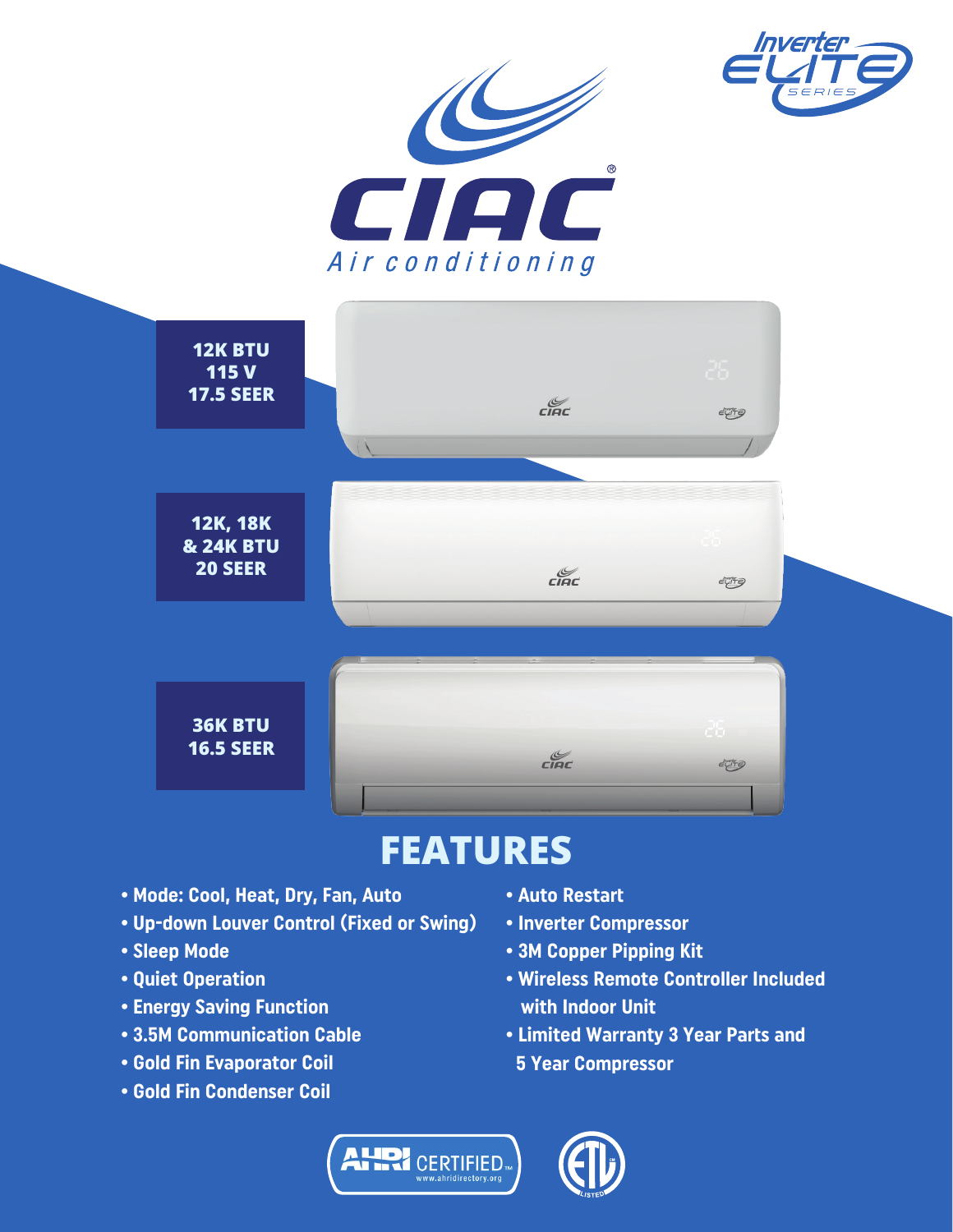Inverter ELITE SERIES

CIAC®

Air conditioning

**12K BTU**
**115 V**
**17.5 SEER**

**12K, 18K & 24K BTU**
**20 SEER**

**36K BTU**
**16.5 SEER**

# FEATURES

- Mode: Cool, Heat, Dry, Fan, Auto
- Up-down Louver Control (Fixed or Swing)
- Sleep Mode
- Quiet Operation
- Energy Saving Function
- 3.5M Communication Cable
- Gold Fin Evaporator Coil
- Gold Fin Condenser Coil
- Auto Restart
- Inverter Compressor
- 3M Copper Pipping Kit
- Wireless Remote Controller Included with Indoor Unit
- Limited Warranty 3 Year Parts and 5 Year Compressor

AHRI CERTIFIED™ www.ahridirectory.org

ETL LISTED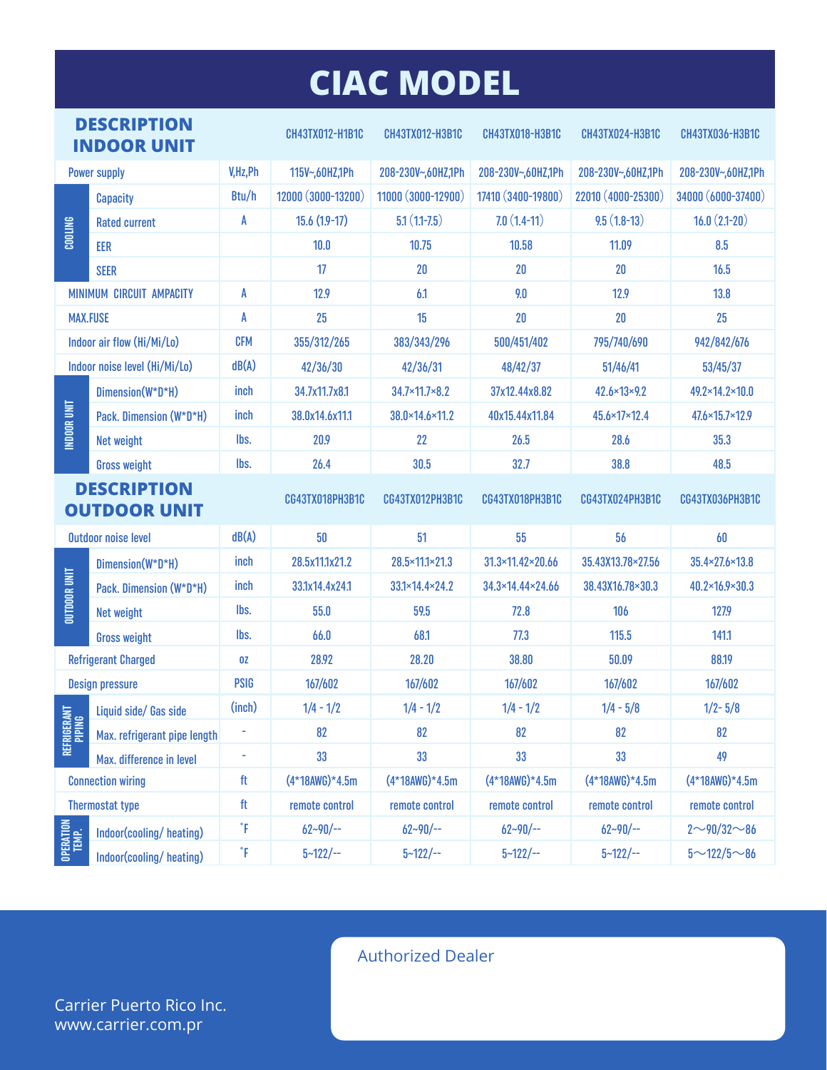# CIAC MODEL

| DESCRIPTION INDOOR UNIT | | | CH43TX012-H1B1C | CH43TX012-H3B1C | CH43TX018-H3B1C | CH43TX024-H3B1C | CH43TX036-H3B1C |
|---|---|---|---|---|---|---|---|
| Power supply | | V,Hz,Ph | 115V~,60HZ,1Ph | 208-230V~,60HZ,1Ph | 208-230V~,60HZ,1Ph | 208-230V~,60HZ,1Ph | 208-230V~,60HZ,1Ph |
| COOLING | Capacity | Btu/h | 12000 (3000-13200) | 11000 (3000-12900) | 17410 (3400-19800) | 22010 (4000-25300) | 34000 (6000-37400) |
| | Rated current | A | 15.6 (1.9-17) | 5.1 (1.1-7.5) | 7.0 (1.4-11) | 9.5 (1.8-13) | 16.0 (2.1-20) |
| | EER | | 10.0 | 10.75 | 10.58 | 11.09 | 8.5 |
| | SEER | | 17 | 20 | 20 | 20 | 16.5 |
| MINIMUM CIRCUIT AMPACITY | | A | 12.9 | 6.1 | 9.0 | 12.9 | 13.8 |
| MAX.FUSE | | A | 25 | 15 | 20 | 20 | 25 |
| Indoor air flow (Hi/Mi/Lo) | | CFM | 355/312/265 | 383/343/296 | 500/451/402 | 795/740/690 | 942/842/676 |
| Indoor noise level (Hi/Mi/Lo) | | dB(A) | 42/36/30 | 42/36/31 | 48/42/37 | 51/46/41 | 53/45/37 |
| INDOOR UNIT | Dimension(W*D*H) | inch | 34.7x11.7x8.1 | 34.7×11.7×8.2 | 37x12.44x8.82 | 42.6×13×9.2 | 49.2×14.2×10.0 |
| | Pack. Dimension (W*D*H) | inch | 38.0x14.6x11.1 | 38.0×14.6×11.2 | 40x15.44x11.84 | 45.6×17×12.4 | 47.6×15.7×12.9 |
| | Net weight | lbs. | 20.9 | 22 | 26.5 | 28.6 | 35.3 |
| | Gross weight | lbs. | 26.4 | 30.5 | 32.7 | 38.8 | 48.5 |
| DESCRIPTION OUTDOOR UNIT | | | CG43TX018PH3B1C | CG43TX012PH3B1C | CG43TX018PH3B1C | CG43TX024PH3B1C | CG43TX036PH3B1C |
| Outdoor noise level | | dB(A) | 50 | 51 | 55 | 56 | 60 |
| OUTDOOR UNIT | Dimension(W*D*H) | inch | 28.5x11.1x21.2 | 28.5×11.1×21.3 | 31.3×11.42×20.66 | 35.43X13.78×27.56 | 35.4×27.6×13.8 |
| | Pack. Dimension (W*D*H) | inch | 33.1x14.4x24.1 | 33.1×14.4×24.2 | 34.3×14.44×24.66 | 38.43X16.78×30.3 | 40.2×16.9×30.3 |
| | Net weight | lbs. | 55.0 | 59.5 | 72.8 | 106 | 127.9 |
| | Gross weight | lbs. | 66.0 | 68.1 | 77.3 | 115.5 | 141.1 |
| Refrigerant Charged | | oz | 28.92 | 28.20 | 38.80 | 50.09 | 88.19 |
| Design pressure | | PSIG | 167/602 | 167/602 | 167/602 | 167/602 | 167/602 |
| REFRIGERANT PIPING | Liquid side/ Gas side | (inch) | 1/4 - 1/2 | 1/4 - 1/2 | 1/4 - 1/2 | 1/4 - 5/8 | 1/2- 5/8 |
| | Max. refrigerant pipe length | - | 82 | 82 | 82 | 82 | 82 |
| | Max. difference in level | - | 33 | 33 | 33 | 33 | 49 |
| Connection wiring | | ft | (4*18AWG)*4.5m | (4*18AWG)*4.5m | (4*18AWG)*4.5m | (4*18AWG)*4.5m | (4*18AWG)*4.5m |
| Thermostat type | | ft | remote control | remote control | remote control | remote control | remote control |
| OPERATION TEMP. | Indoor(cooling/ heating) | ˚F | 62~90/-- | 62~90/-- | 62~90/-- | 62~90/-- | 2～90/32～86 |
| | Indoor(cooling/ heating) | ˚F | 5~122/-- | 5~122/-- | 5~122/-- | 5~122/-- | 5～122/5～86 |

Authorized Dealer

Carrier Puerto Rico Inc.
www.carrier.com.pr